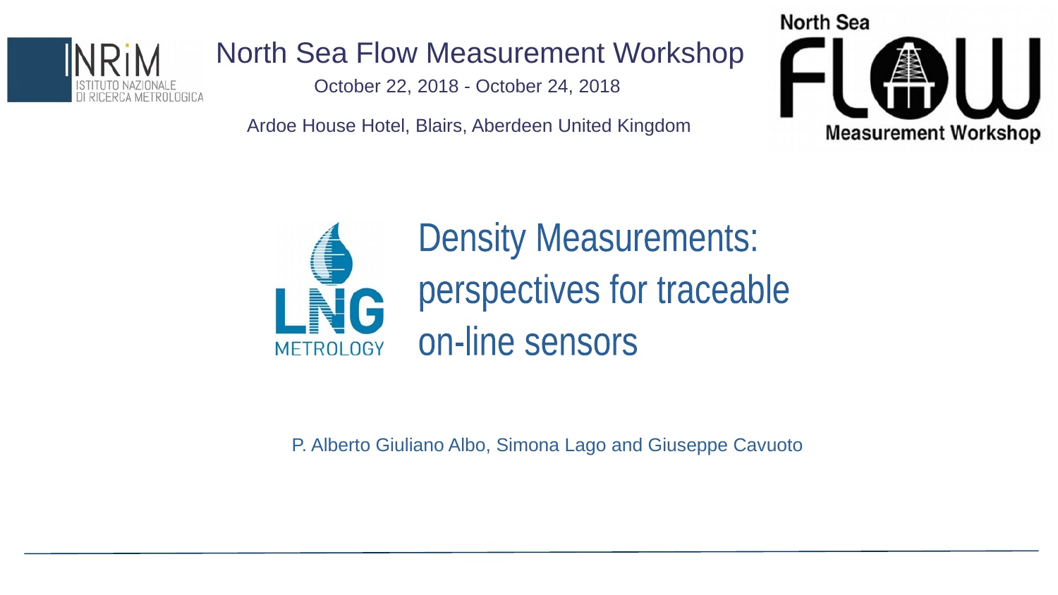North Sea Flow Measurement Workshop

October 22, 2018 - October 24, 2018

Ardoe House Hotel, Blairs, Aberdeen United Kingdom

# Density Measurements: perspectives for traceable on-line sensors

P. Alberto Giuliano Albo, Simona Lago and Giuseppe Cavuoto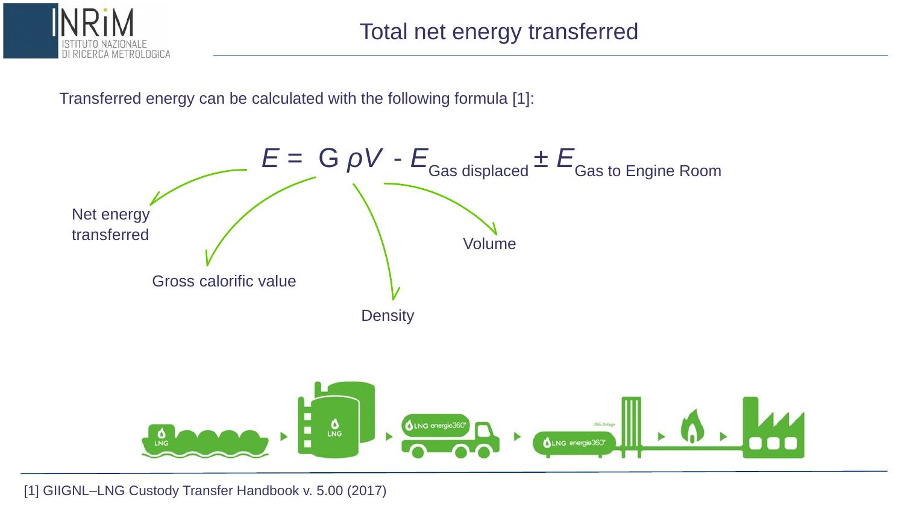# Total net energy transferred

Transferred energy can be calculated with the following formula [1]:

$$E = G \rho V - E_{\text{Gas displaced}} \pm E_{\text{Gas to Engine Room}}$$

- $E$: Net energy transferred
- $G$: Gross calorific value
- $\rho$: Density
- $V$: Volume

[1] GIIGNL–LNG Custody Transfer Handbook v. 5.00 (2017)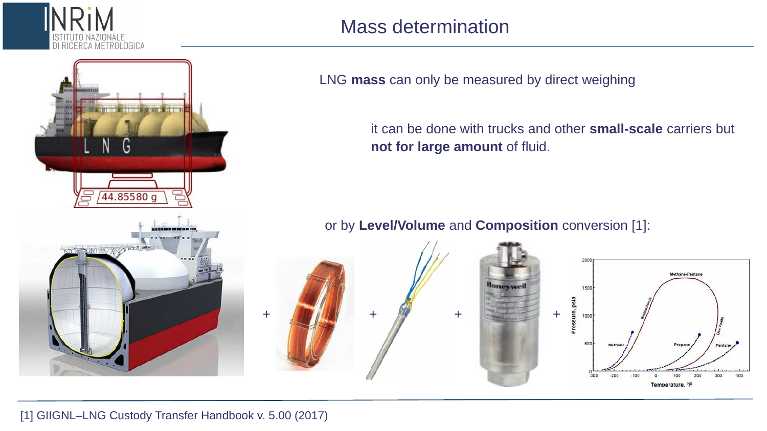# Mass determination

LNG **mass** can only be measured by direct weighing

it can be done with trucks and other **small-scale** carriers but **not for large amount** of fluid.

or by **Level/Volume** and **Composition** conversion [1]:

+ + + +

[1] GIIGNL–LNG Custody Transfer Handbook v. 5.00 (2017)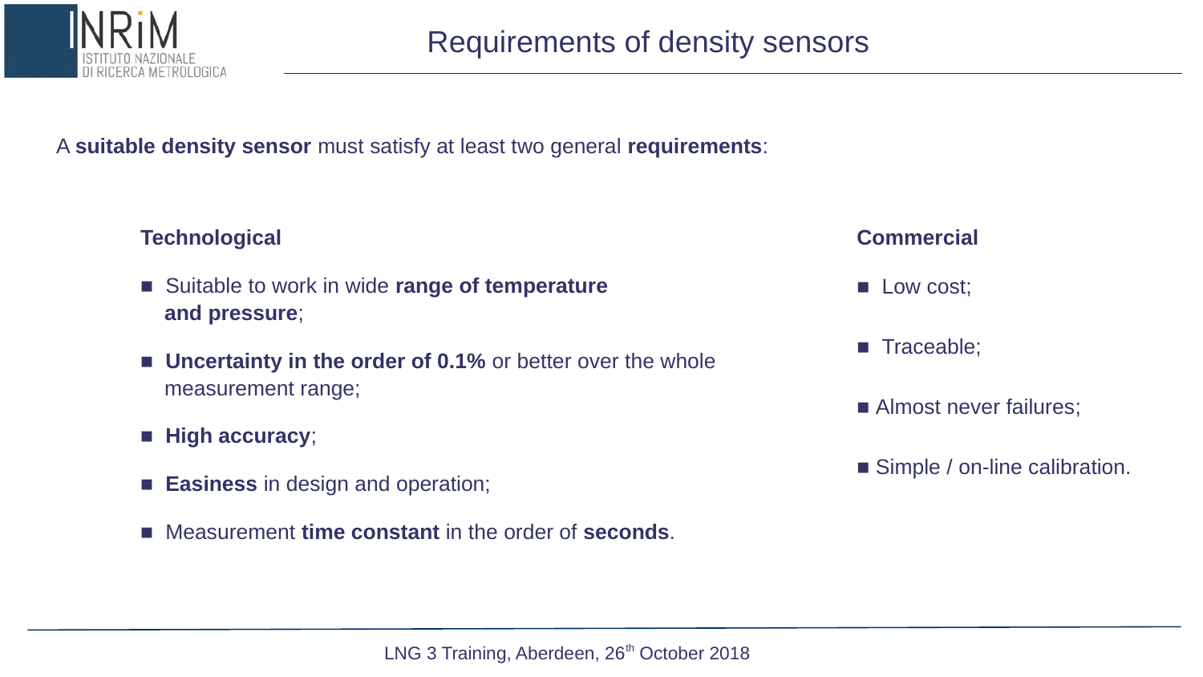# Requirements of density sensors

A **suitable density sensor** must satisfy at least two general **requirements**:

### Technological

- Suitable to work in wide **range of temperature and pressure**;
- **Uncertainty in the order of 0.1%** or better over the whole measurement range;
- **High accuracy**;
- **Easiness** in design and operation;
- Measurement **time constant** in the order of **seconds**.

### Commercial

- Low cost;
- Traceable;
- Almost never failures;
- Simple / on-line calibration.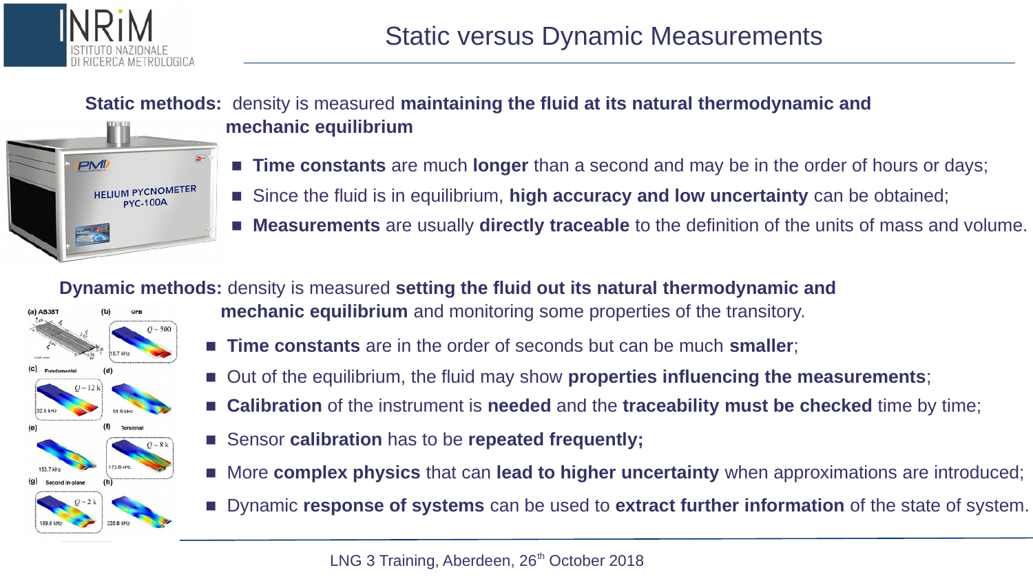# Static versus Dynamic Measurements

**Static methods:** density is measured **maintaining the fluid at its natural thermodynamic and mechanic equilibrium**

- **Time constants** are much **longer** than a second and may be in the order of hours or days;
- Since the fluid is in equilibrium, **high accuracy and low uncertainty** can be obtained;
- **Measurements** are usually **directly traceable** to the definition of the units of mass and volume.

**Dynamic methods:** density is measured **setting the fluid out its natural thermodynamic and mechanic equilibrium** and monitoring some properties of the transitory.

- **Time constants** are in the order of seconds but can be much **smaller**;
- Out of the equilibrium, the fluid may show **properties influencing the measurements**;
- **Calibration** of the instrument is **needed** and the **traceability must be checked** time by time;
- Sensor **calibration** has to be **repeated frequently;**
- More **complex physics** that can **lead to higher uncertainty** when approximations are introduced;
- Dynamic **response of systems** can be used to **extract further information** of the state of system.

LNG 3 Training, Aberdeen, 26th October 2018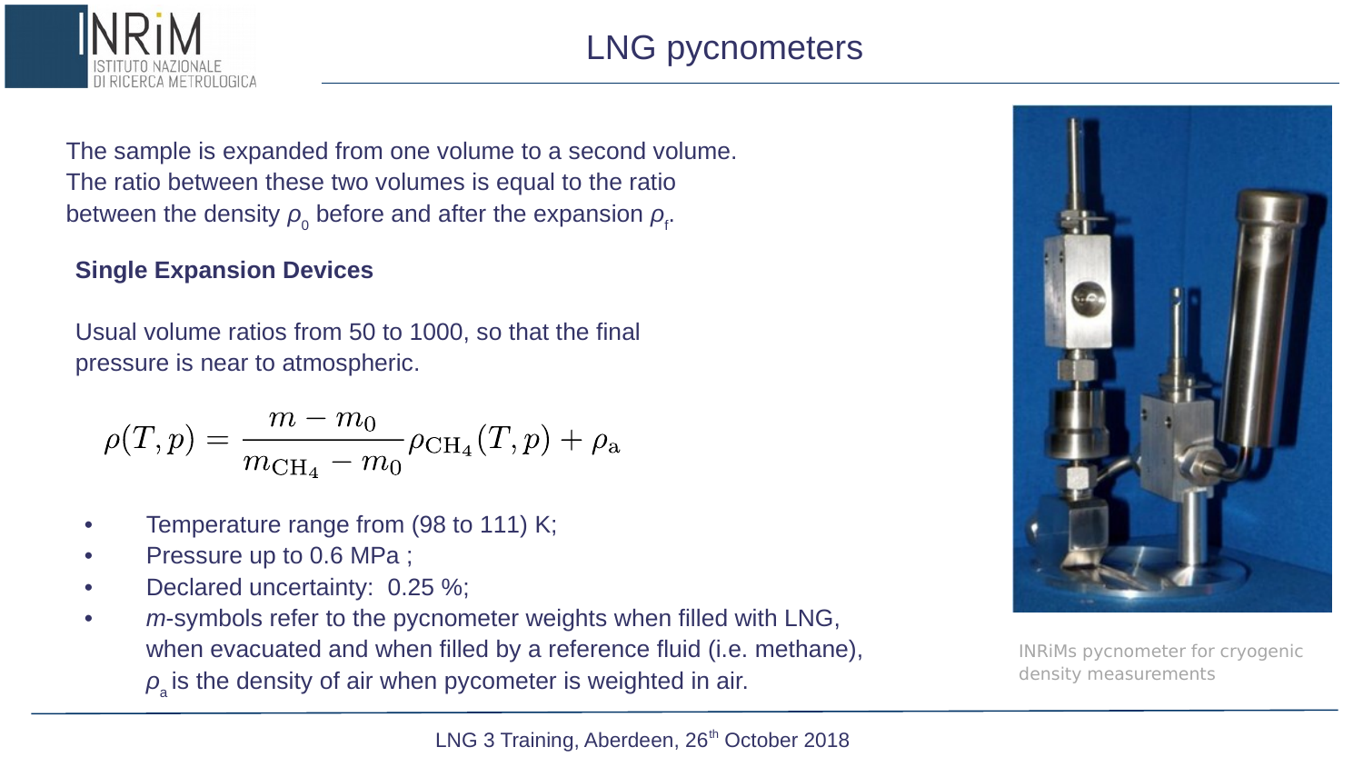# LNG pycnometers

The sample is expanded from one volume to a second volume. The ratio between these two volumes is equal to the ratio between the density $\rho_0$ before and after the expansion $\rho_f$.

**Single Expansion Devices**

Usual volume ratios from 50 to 1000, so that the final pressure is near to atmospheric.

$$\rho(T,p) = \frac{m - m_0}{m_{CH_4} - m_0} \rho_{CH_4}(T,p) + \rho_a$$

- Temperature range from (98 to 111) K;
- Pressure up to 0.6 MPa ;
- Declared uncertainty: 0.25 %;
- *m*-symbols refer to the pycnometer weights when filled with LNG, when evacuated and when filled by a reference fluid (i.e. methane), $\rho_a$ is the density of air when pycometer is weighted in air.

INRiMs pycnometer for cryogenic density measurements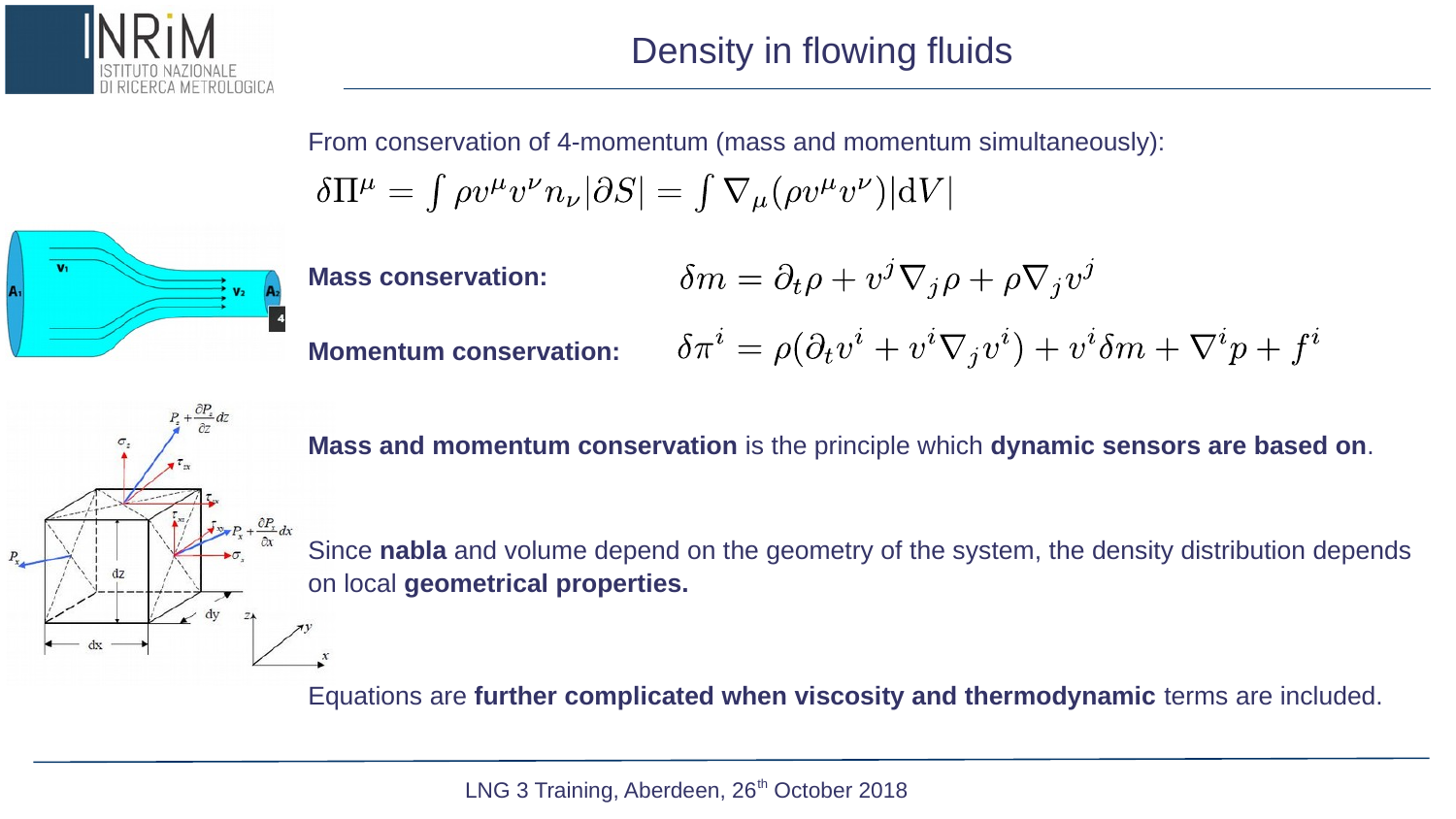# Density in flowing fluids

From conservation of 4-momentum (mass and momentum simultaneously):

$$\delta\Pi^{\mu} = \int \rho v^{\mu} v^{\nu} n_{\nu} |\partial S| = \int \nabla_{\mu}(\rho v^{\mu} v^{\nu}) |\mathrm{d}V|$$

**Mass conservation:**

$$\delta m = \partial_t \rho + v^j \nabla_j \rho + \rho \nabla_j v^j$$

**Momentum conservation:**

$$\delta\pi^i = \rho(\partial_t v^i + v^i \nabla_j v^i) + v^i \delta m + \nabla^i p + f^i$$

**Mass and momentum conservation** is the principle which **dynamic sensors are based on**.

Since **nabla** and volume depend on the geometry of the system, the density distribution depends on local **geometrical properties.**

Equations are **further complicated when viscosity and thermodynamic** terms are included.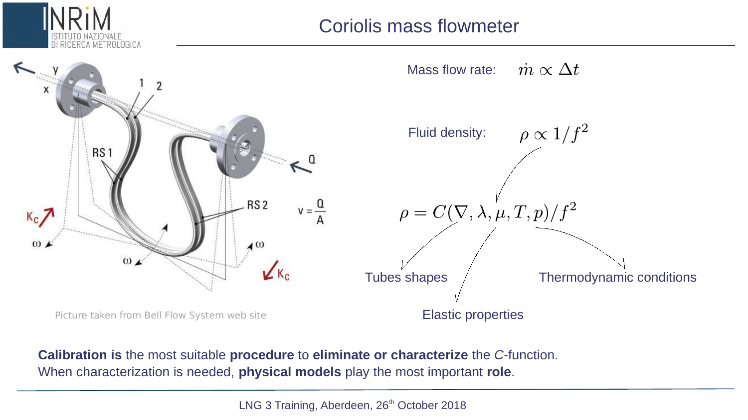# Coriolis mass flowmeter

Picture taken from Bell Flow System web site

Mass flow rate: $\dot{m} \propto \Delta t$

Fluid density: $\rho \propto 1/f^2$

$$\rho = C(\nabla, \lambda, \mu, T, p)/f^2$$

Tubes shapes

Elastic properties

Thermodynamic conditions

**Calibration is** the most suitable **procedure** to **eliminate or characterize** the *C*-function.
When characterization is needed, **physical models** play the most important **role**.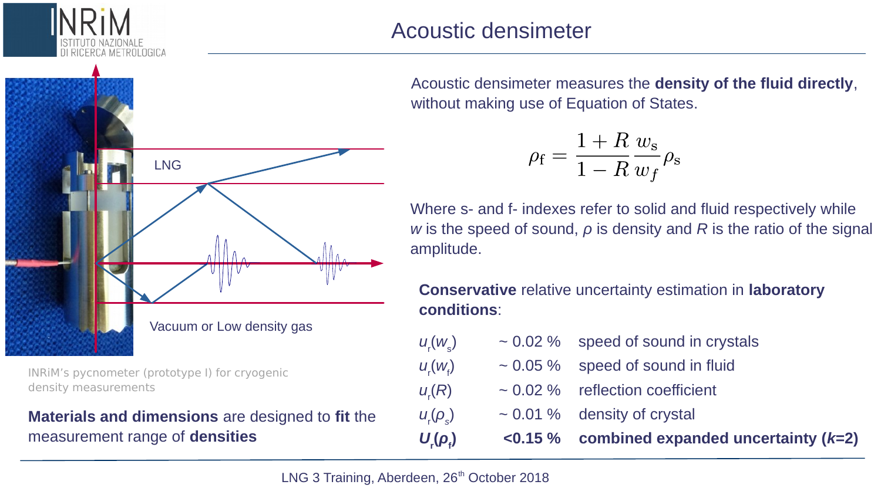# Acoustic densimeter

LNG

Vacuum or Low density gas

INRiM's pycnometer (prototype I) for cryogenic density measurements

**Materials and dimensions** are designed to **fit** the measurement range of **densities**

Acoustic densimeter measures the **density of the fluid directly**, without making use of Equation of States.

$$\rho_{\mathrm{f}} = \frac{1+R}{1-R}\frac{w_{\mathrm{s}}}{w_f}\rho_{\mathrm{s}}$$

Where s- and f- indexes refer to solid and fluid respectively while $w$ is the speed of sound, $\rho$ is density and $R$ is the ratio of the signal amplitude.

**Conservative** relative uncertainty estimation in **laboratory conditions**:

| | | |
|---|---|---|
| $u_r(w_s)$ | ~ 0.02 % | speed of sound in crystals |
| $u_r(w_f)$ | ~ 0.05 % | speed of sound in fluid |
| $u_r(R)$ | ~ 0.02 % | reflection coefficient |
| $u_r(\rho_s)$ | ~ 0.01 % | density of crystal |
| **$U_r(\rho_f)$** | **<0.15 %** | **combined expanded uncertainty ($k$=2)** |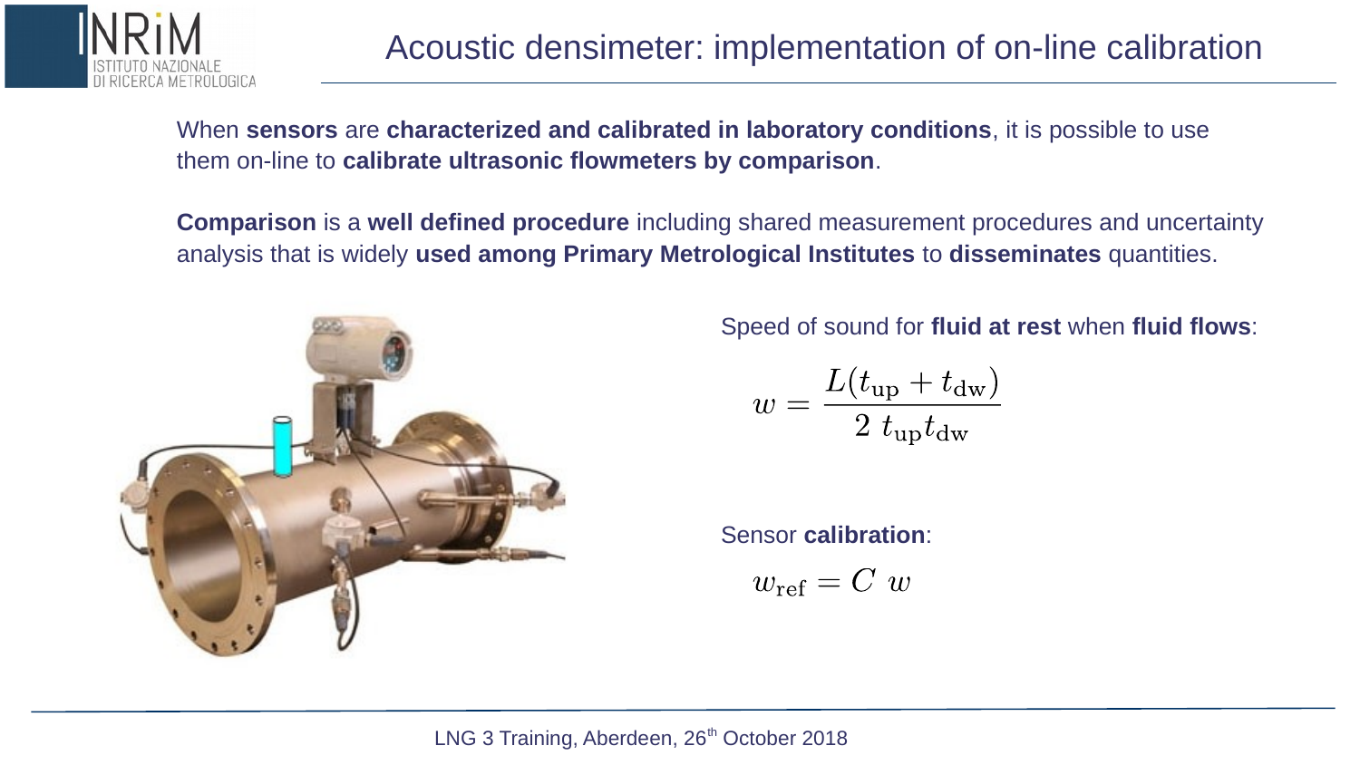# Acoustic densimeter: implementation of on-line calibration

When **sensors** are **characterized and calibrated in laboratory conditions**, it is possible to use them on-line to **calibrate ultrasonic flowmeters by comparison**.

**Comparison** is a **well defined procedure** including shared measurement procedures and uncertainty analysis that is widely **used among Primary Metrological Institutes** to **disseminates** quantities.

Speed of sound for **fluid at rest** when **fluid flows**:

$$w = \frac{L(t_{\mathrm{up}} + t_{\mathrm{dw}})}{2\ t_{\mathrm{up}} t_{\mathrm{dw}}}$$

Sensor **calibration**:

$$w_{\mathrm{ref}} = C\ w$$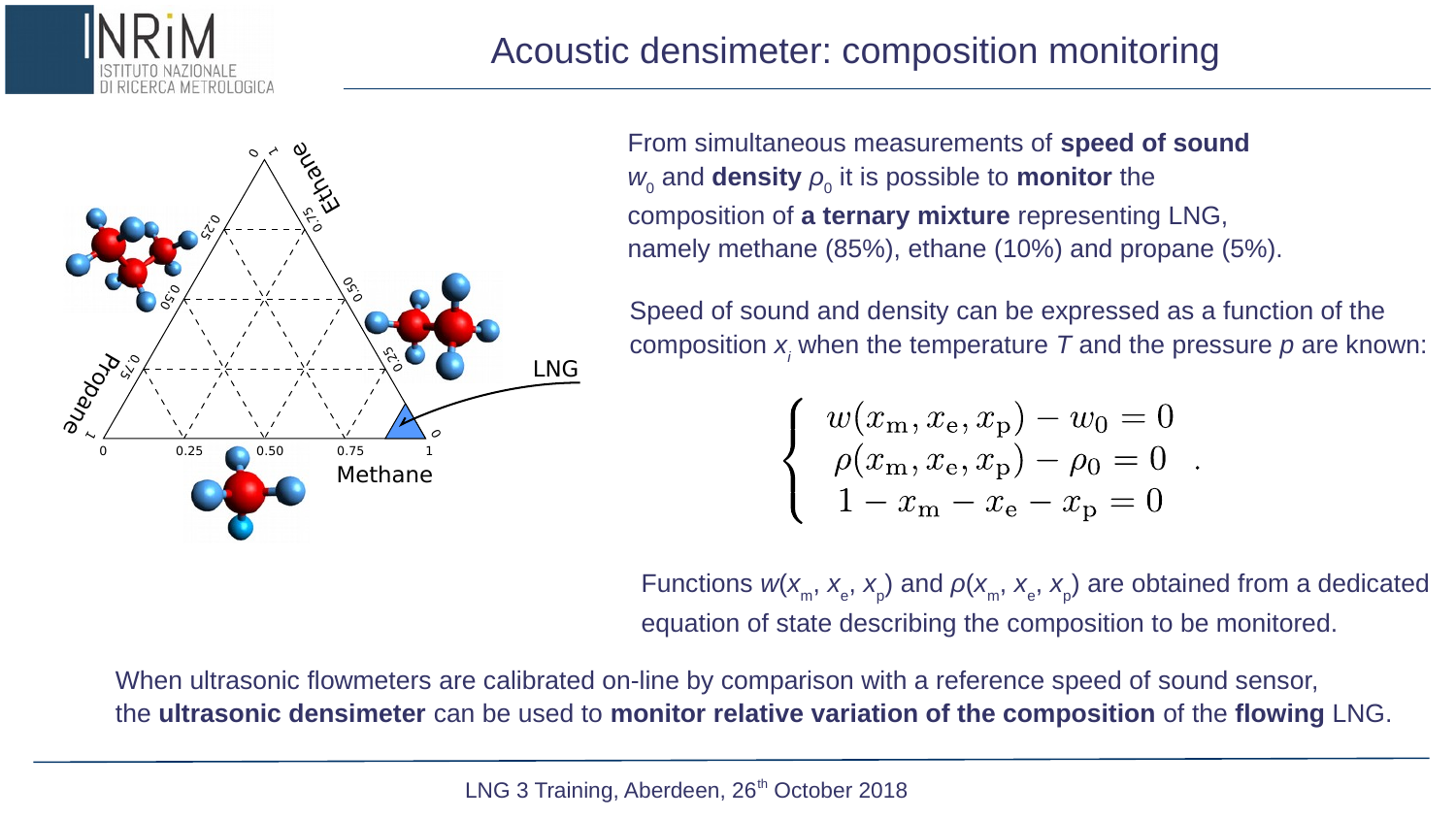# Acoustic densimeter: composition monitoring

From simultaneous measurements of **speed of sound** $w_0$ and **density** $\rho_0$ it is possible to **monitor** the composition of **a ternary mixture** representing LNG, namely methane (85%), ethane (10%) and propane (5%).

Speed of sound and density can be expressed as a function of the composition $x_i$ when the temperature $T$ and the pressure $p$ are known:

$$
\begin{cases}
w(x_\mathrm{m}, x_\mathrm{e}, x_\mathrm{p}) - w_0 = 0 \\
\rho(x_\mathrm{m}, x_\mathrm{e}, x_\mathrm{p}) - \rho_0 = 0 \\
1 - x_\mathrm{m} - x_\mathrm{e} - x_\mathrm{p} = 0
\end{cases}
.
$$

Functions $w(x_\mathrm{m}, x_\mathrm{e}, x_\mathrm{p})$ and $\rho(x_\mathrm{m}, x_\mathrm{e}, x_\mathrm{p})$ are obtained from a dedicated equation of state describing the composition to be monitored.

When ultrasonic flowmeters are calibrated on-line by comparison with a reference speed of sound sensor, the **ultrasonic densimeter** can be used to **monitor relative variation of the composition** of the **flowing** LNG.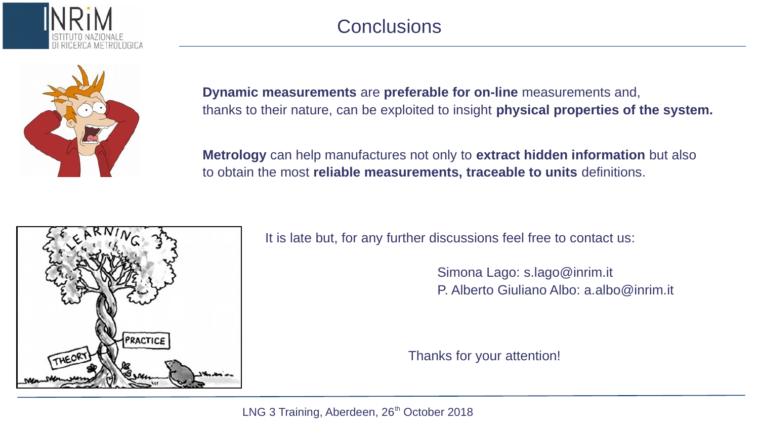# Conclusions

**Dynamic measurements** are **preferable for on-line** measurements and, thanks to their nature, can be exploited to insight **physical properties of the system.**

**Metrology** can help manufactures not only to **extract hidden information** but also to obtain the most **reliable measurements, traceable to units** definitions.

It is late but, for any further discussions feel free to contact us:

Simona Lago: s.lago@inrim.it
P. Alberto Giuliano Albo: a.albo@inrim.it

Thanks for your attention!